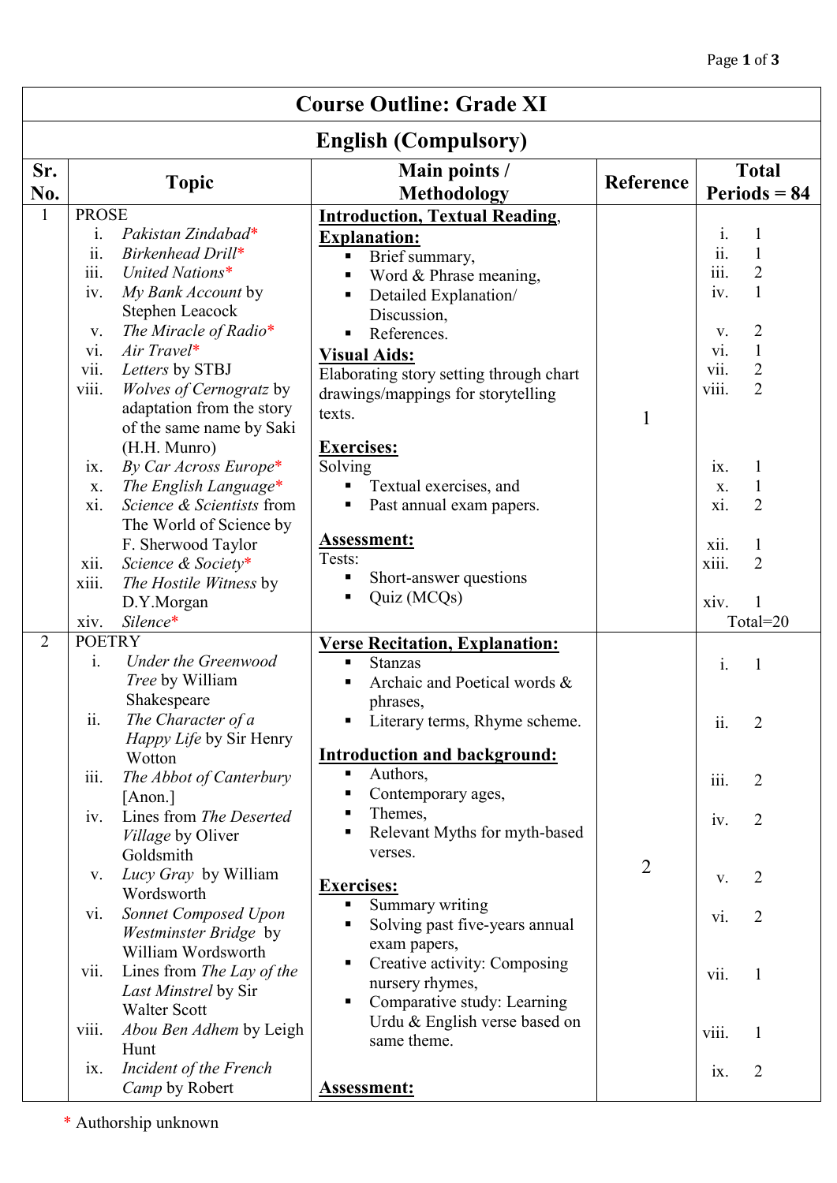# Course Outline: Grade XI

## English (Compulsory)

| Sr. No. | Topic | Main points / Methodology | Reference | Total Periods = 84 |
|---|---|---|---|---|
| 1 | PROSE<br>i. *Pakistan Zindabad**<br>ii. *Birkenhead Drill**<br>iii. *United Nations**<br>iv. *My Bank Account* by Stephen Leacock<br>v. *The Miracle of Radio**<br>vi. *Air Travel**<br>vii. *Letters* by STBJ<br>viii. *Wolves of Cernogratz* by adaptation from the story of the same name by Saki (H.H. Munro)<br>ix. *By Car Across Europe**<br>x. *The English Language**<br>xi. *Science & Scientists* from The World of Science by F. Sherwood Taylor<br>xii. *Science & Society**<br>xiii. *The Hostile Witness* by D.Y.Morgan<br>xiv. *Silence** | **Introduction, Textual Reading, Explanation:**<br>▪ Brief summary,<br>▪ Word & Phrase meaning,<br>▪ Detailed Explanation/ Discussion,<br>▪ References.<br>**Visual Aids:**<br>Elaborating story setting through chart drawings/mappings for storytelling texts.<br>**Exercises:**<br>Solving<br>▪ Textual exercises, and<br>▪ Past annual exam papers.<br>**Assessment:**<br>Tests:<br>▪ Short-answer questions<br>▪ Quiz (MCQs) | 1 | i. 1<br>ii. 1<br>iii. 2<br>iv. 1<br>v. 2<br>vi. 1<br>vii. 2<br>viii. 2<br>ix. 1<br>x. 1<br>xi. 2<br>xii. 1<br>xiii. 2<br>xiv. 1<br>Total=20 |
| 2 | POETRY<br>i. *Under the Greenwood Tree* by William Shakespeare<br>ii. *The Character of a Happy Life* by Sir Henry Wotton<br>iii. *The Abbot of Canterbury* [Anon.]<br>iv. Lines from *The Deserted Village* by Oliver Goldsmith<br>v. *Lucy Gray* by William Wordsworth<br>vi. *Sonnet Composed Upon Westminster Bridge* by William Wordsworth<br>vii. Lines from *The Lay of the Last Minstrel* by Sir Walter Scott<br>viii. *Abou Ben Adhem* by Leigh Hunt<br>ix. *Incident of the French Camp* by Robert | **Verse Recitation, Explanation:**<br>▪ Stanzas<br>▪ Archaic and Poetical words & phrases,<br>▪ Literary terms, Rhyme scheme.<br>**Introduction and background:**<br>▪ Authors,<br>▪ Contemporary ages,<br>▪ Themes,<br>▪ Relevant Myths for myth-based verses.<br>**Exercises:**<br>▪ Summary writing<br>▪ Solving past five-years annual exam papers,<br>▪ Creative activity: Composing nursery rhymes,<br>▪ Comparative study: Learning Urdu & English verse based on same theme.<br>**Assessment:** | 2 | i. 1<br>ii. 2<br>iii. 2<br>iv. 2<br>v. 2<br>vi. 2<br>vii. 1<br>viii. 1<br>ix. 2 |

\* Authorship unknown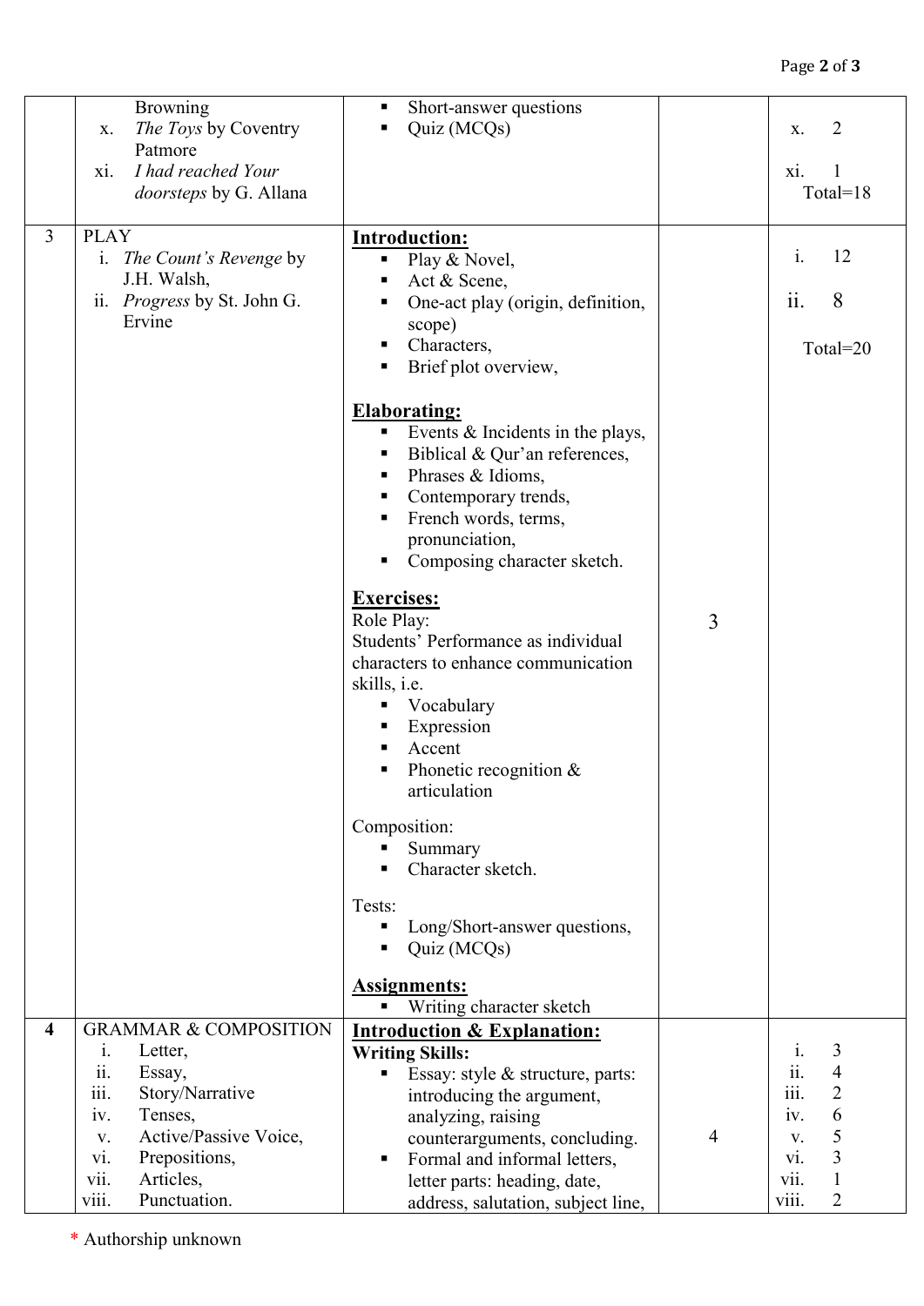| | | | | |
|---|---|---|---|---|
| | Browning<br>x. *The Toys* by Coventry Patmore<br>xi. *I had reached Your doorsteps* by G. Allana | ▪ Short-answer questions<br>▪ Quiz (MCQs) | | x. 2<br>xi. 1<br>Total=18 |
| 3 | PLAY<br>i. *The Count's Revenge* by J.H. Walsh,<br>ii. *Progress* by St. John G. Ervine | **Introduction:**<br>▪ Play & Novel,<br>▪ Act & Scene,<br>▪ One-act play (origin, definition, scope)<br>▪ Characters,<br>▪ Brief plot overview,<br><br>**Elaborating:**<br>▪ Events & Incidents in the plays,<br>▪ Biblical & Qur'an references,<br>▪ Phrases & Idioms,<br>▪ Contemporary trends,<br>▪ French words, terms, pronunciation,<br>▪ Composing character sketch.<br><br>**Exercises:**<br>Role Play:<br>Students' Performance as individual characters to enhance communication skills, i.e.<br>▪ Vocabulary<br>▪ Expression<br>▪ Accent<br>▪ Phonetic recognition & articulation<br><br>Composition:<br>▪ Summary<br>▪ Character sketch.<br><br>Tests:<br>▪ Long/Short-answer questions,<br>▪ Quiz (MCQs)<br><br>**Assignments:**<br>▪ Writing character sketch | 3 | i. 12<br>ii. 8<br>Total=20 |
| **4** | GRAMMAR & COMPOSITION<br>i. Letter,<br>ii. Essay,<br>iii. Story/Narrative<br>iv. Tenses,<br>v. Active/Passive Voice,<br>vi. Prepositions,<br>vii. Articles,<br>viii. Punctuation. | **Introduction & Explanation:**<br>**Writing Skills:**<br>▪ Essay: style & structure, parts: introducing the argument, analyzing, raising counterarguments, concluding.<br>▪ Formal and informal letters, letter parts: heading, date, address, salutation, subject line, | 4 | i. 3<br>ii. 4<br>iii. 2<br>iv. 6<br>v. 5<br>vi. 3<br>vii. 1<br>viii. 2 |

\* Authorship unknown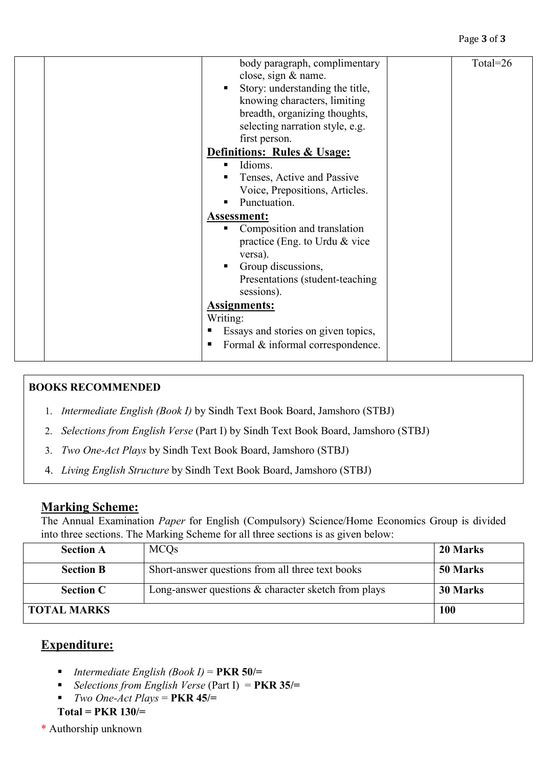| | | | | |
|---|---|---|---|---|
| | | body paragraph, complimentary close, sign & name.<br>▪ Story: understanding the title, knowing characters, limiting breadth, organizing thoughts, selecting narration style, e.g. first person.<br>**Definitions: Rules & Usage:**<br>▪ Idioms.<br>▪ Tenses, Active and Passive Voice, Prepositions, Articles.<br>▪ Punctuation.<br>**Assessment:**<br>▪ Composition and translation practice (Eng. to Urdu & vice versa).<br>▪ Group discussions, Presentations (student-teaching sessions).<br>**Assignments:**<br>Writing:<br>▪ Essays and stories on given topics,<br>▪ Formal & informal correspondence. | | Total=26 |

**BOOKS RECOMMENDED**

1. *Intermediate English (Book I)* by Sindh Text Book Board, Jamshoro (STBJ)
2. *Selections from English Verse* (Part I) by Sindh Text Book Board, Jamshoro (STBJ)
3. *Two One-Act Plays* by Sindh Text Book Board, Jamshoro (STBJ)
4. *Living English Structure* by Sindh Text Book Board, Jamshoro (STBJ)

## Marking Scheme:

The Annual Examination *Paper* for English (Compulsory) Science/Home Economics Group is divided into three sections. The Marking Scheme for all three sections is as given below:

| | | |
|---|---|---|
| **Section A** | MCQs | **20 Marks** |
| **Section B** | Short-answer questions from all three text books | **50 Marks** |
| **Section C** | Long-answer questions & character sketch from plays | **30 Marks** |
| **TOTAL MARKS** | | **100** |

## Expenditure:

- *Intermediate English (Book I)* = **PKR 50/=**
- *Selections from English Verse* (Part I) = **PKR 35/=**
- *Two One-Act Plays* = **PKR 45/=**

**Total = PKR 130/=**

\* Authorship unknown